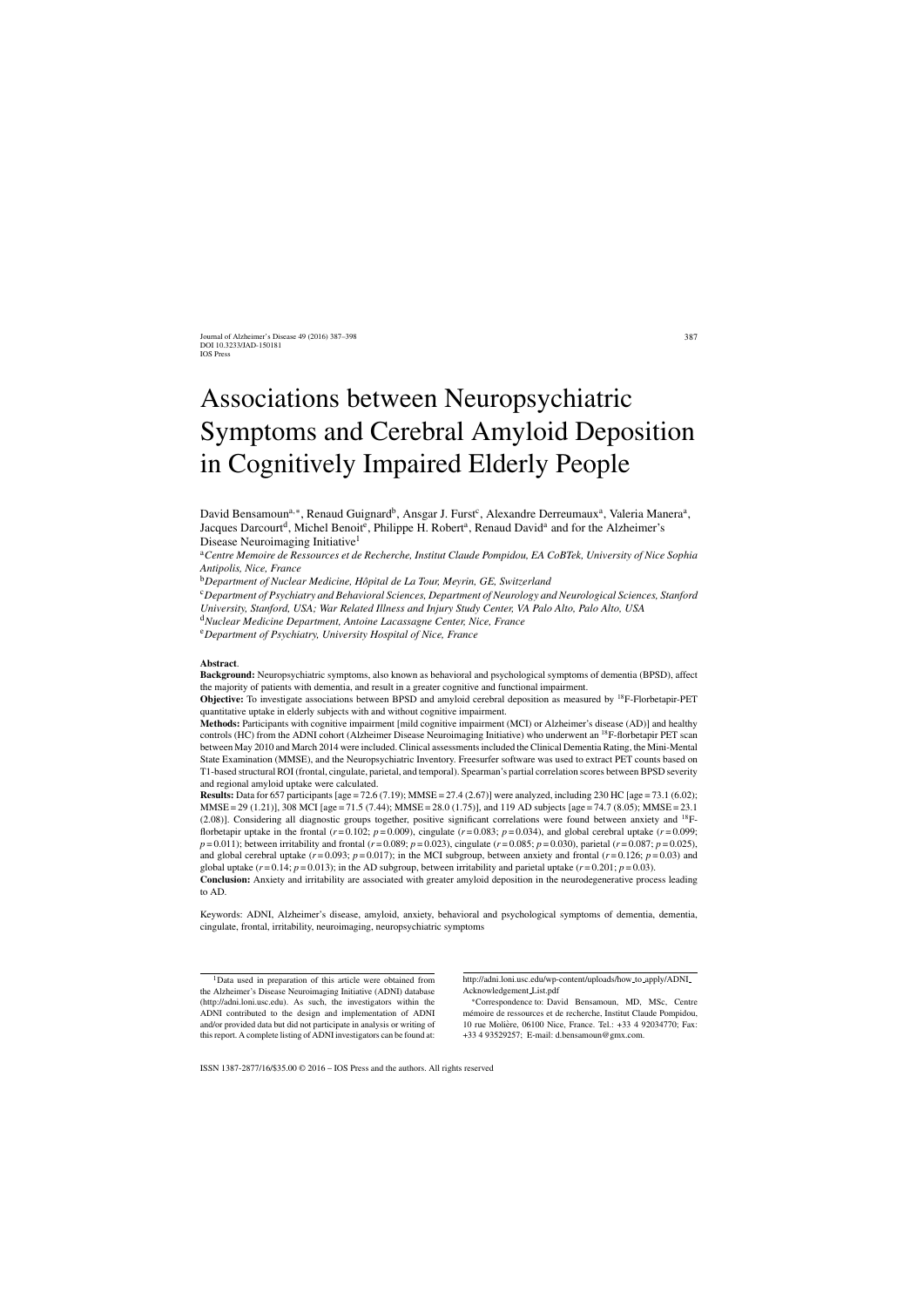# Associations between Neuropsychiatric Symptoms and Cerebral Amyloid Deposition in Cognitively Impaired Elderly People

David Bensamoun[a,*], Renaud Guignard[b], Ansgar J. Furst[c], Alexandre Derreumaux[a], Valeria Manera[a], Jacques Darcourt[d], Michel Benoit[e], Philippe H. Robert[a], Renaud David[a] and for the Alzheimer's Disease Neuroimaging Initiative[1]

[a]*Centre Memoire de Ressources et de Recherche, Institut Claude Pompidou, EA CoBTek, University of Nice Sophia Antipolis, Nice, France*

[b]*Department of Nuclear Medicine, Hôpital de La Tour, Meyrin, GE, Switzerland*

[c]*Department of Psychiatry and Behavioral Sciences, Department of Neurology and Neurological Sciences, Stanford University, Stanford, USA; War Related Illness and Injury Study Center, VA Palo Alto, Palo Alto, USA*

[d]*Nuclear Medicine Department, Antoine Lacassagne Center, Nice, France*

[e]*Department of Psychiatry, University Hospital of Nice, France*

**Abstract**.

**Background:** Neuropsychiatric symptoms, also known as behavioral and psychological symptoms of dementia (BPSD), affect the majority of patients with dementia, and result in a greater cognitive and functional impairment.

**Objective:** To investigate associations between BPSD and amyloid cerebral deposition as measured by $^{18}$F-Florbetapir-PET quantitative uptake in elderly subjects with and without cognitive impairment.

**Methods:** Participants with cognitive impairment [mild cognitive impairment (MCI) or Alzheimer's disease (AD)] and healthy controls (HC) from the ADNI cohort (Alzheimer Disease Neuroimaging Initiative) who underwent an $^{18}$F-florbetapir PET scan between May 2010 and March 2014 were included. Clinical assessments included the Clinical Dementia Rating, the Mini-Mental State Examination (MMSE), and the Neuropsychiatric Inventory. Freesurfer software was used to extract PET counts based on T1-based structural ROI (frontal, cingulate, parietal, and temporal). Spearman's partial correlation scores between BPSD severity and regional amyloid uptake were calculated.

**Results:** Data for 657 participants [age = 72.6 (7.19); MMSE = 27.4 (2.67)] were analyzed, including 230 HC [age = 73.1 (6.02); MMSE = 29 (1.21)], 308 MCI [age = 71.5 (7.44); MMSE = 28.0 (1.75)], and 119 AD subjects [age = 74.7 (8.05); MMSE = 23.1 (2.08)]. Considering all diagnostic groups together, positive significant correlations were found between anxiety and $^{18}$F-florbetapir uptake in the frontal ($r = 0.102$; $p = 0.009$), cingulate ($r = 0.083$; $p = 0.034$), and global cerebral uptake ($r = 0.099$; $p = 0.011$); between irritability and frontal ($r = 0.089$; $p = 0.023$), cingulate ($r = 0.085$; $p = 0.030$), parietal ($r = 0.087$; $p = 0.025$), and global cerebral uptake ($r = 0.093$; $p = 0.017$); in the MCI subgroup, between anxiety and frontal ($r = 0.126$; $p = 0.03$) and global uptake ($r = 0.14$; $p = 0.013$); in the AD subgroup, between irritability and parietal uptake ($r = 0.201$; $p = 0.03$).

**Conclusion:** Anxiety and irritability are associated with greater amyloid deposition in the neurodegenerative process leading to AD.

Keywords: ADNI, Alzheimer's disease, amyloid, anxiety, behavioral and psychological symptoms of dementia, dementia, cingulate, frontal, irritability, neuroimaging, neuropsychiatric symptoms

---

[1]Data used in preparation of this article were obtained from the Alzheimer's Disease Neuroimaging Initiative (ADNI) database (http://adni.loni.usc.edu). As such, the investigators within the ADNI contributed to the design and implementation of ADNI and/or provided data but did not participate in analysis or writing of this report. A complete listing of ADNI investigators can be found at: http://adni.loni.usc.edu/wp-content/uploads/how_to_apply/ADNI_Acknowledgement_List.pdf

*Correspondence to: David Bensamoun, MD, MSc, Centre mémoire de ressources et de recherche, Institut Claude Pompidou, 10 rue Molière, 06100 Nice, France. Tel.: +33 4 92034770; Fax: +33 4 93529257; E-mail: d.bensamoun@gmx.com.

ISSN 1387-2877/16/$35.00 © 2016 – IOS Press and the authors. All rights reserved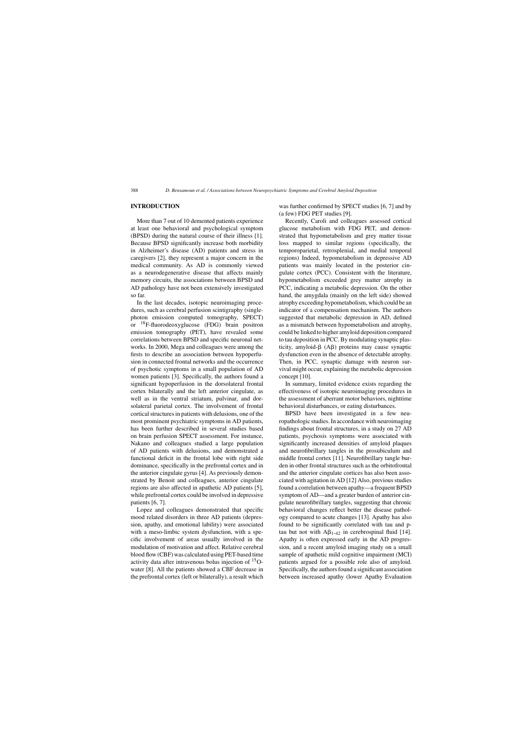## INTRODUCTION

More than 7 out of 10 demented patients experience at least one behavioral and psychological symptom (BPSD) during the natural course of their illness [1]. Because BPSD significantly increase both morbidity in Alzheimer's disease (AD) patients and stress in caregivers [2], they represent a major concern in the medical community. As AD is commonly viewed as a neurodegenerative disease that affects mainly memory circuits, the associations between BPSD and AD pathology have not been extensively investigated so far.

In the last decades, isotopic neuroimaging procedures, such as cerebral perfusion scintigraphy (single-photon emission computed tomography, SPECT) or $^{18}$F-fluorodeoxyglucose (FDG) brain positron emission tomography (PET), have revealed some correlations between BPSD and specific neuronal networks. In 2000, Mega and colleagues were among the firsts to describe an association between hypoperfusion in connected frontal networks and the occurrence of psychotic symptoms in a small population of AD women patients [3]. Specifically, the authors found a significant hypoperfusion in the dorsolateral frontal cortex bilaterally and the left anterior cingulate, as well as in the ventral striatum, pulvinar, and dorsolateral parietal cortex. The involvement of frontal cortical structures in patients with delusions, one of the most prominent psychiatric symptoms in AD patients, has been further described in several studies based on brain perfusion SPECT assessment. For instance, Nakano and colleagues studied a large population of AD patients with delusions, and demonstrated a functional deficit in the frontal lobe with right side dominance, specifically in the prefrontal cortex and in the anterior cingulate gyrus [4]. As previously demonstrated by Benoit and colleagues, anterior cingulate regions are also affected in apathetic AD patients [5], while prefrontal cortex could be involved in depressive patients [6, 7].

Lopez and colleagues demonstrated that specific mood related disorders in three AD patients (depression, apathy, and emotional lability) were associated with a meso-limbic system dysfunction, with a specific involvement of areas usually involved in the modulation of motivation and affect. Relative cerebral blood flow (CBF) was calculated using PET-based time activity data after intravenous bolus injection of $^{15}$O-water [8]. All the patients showed a CBF decrease in the prefrontal cortex (left or bilaterally), a result which was further confirmed by SPECT studies [6, 7] and by (a few) FDG PET studies [9].

Recently, Caroli and colleagues assessed cortical glucose metabolism with FDG PET, and demonstrated that hypometabolism and grey matter tissue loss mapped to similar regions (specifically, the temporoparietal, retrosplenial, and medial temporal regions) Indeed, hypometabolism in depressive AD patients was mainly located in the posterior cingulate cortex (PCC). Consistent with the literature, hypometabolism exceeded grey matter atrophy in PCC, indicating a metabolic depression. On the other hand, the amygdala (mainly on the left side) showed atrophy exceeding hypometabolism, which could be an indicator of a compensation mechanism. The authors suggested that metabolic depression in AD, defined as a mismatch between hypometabolism and atrophy, could be linked to higher amyloid deposition compared to tau deposition in PCC. By modulating synaptic plasticity, amyloid-β (Aβ) proteins may cause synaptic dysfunction even in the absence of detectable atrophy. Then, in PCC, synaptic damage with neuron survival might occur, explaining the metabolic depression concept [10].

In summary, limited evidence exists regarding the effectiveness of isotopic neuroimaging procedures in the assessment of aberrant motor behaviors, nighttime behavioral disturbances, or eating disturbances.

BPSD have been investigated in a few neuropathologic studies. In accordance with neuroimaging findings about frontal structures, in a study on 27 AD patients, psychosis symptoms were associated with significantly increased densities of amyloid plaques and neurofibrillary tangles in the prosubiculum and middle frontal cortex [11]. Neurofibrillary tangle burden in other frontal structures such as the orbitofrontal and the anterior cingulate cortices has also been associated with agitation in AD [12] Also, previous studies found a correlation between apathy—a frequent BPSD symptom of AD—and a greater burden of anterior cingulate neurofibrillary tangles, suggesting that chronic behavioral changes reflect better the disease pathology compared to acute changes [13]. Apathy has also found to be significantly correlated with tau and p-tau but not with $A\beta_{1-42}$ in cerebrospinal fluid [14]. Apathy is often expressed early in the AD progression, and a recent amyloid imaging study on a small sample of apathetic mild cognitive impairment (MCI) patients argued for a possible role also of amyloid. Specifically, the authors found a significant association between increased apathy (lower Apathy Evaluation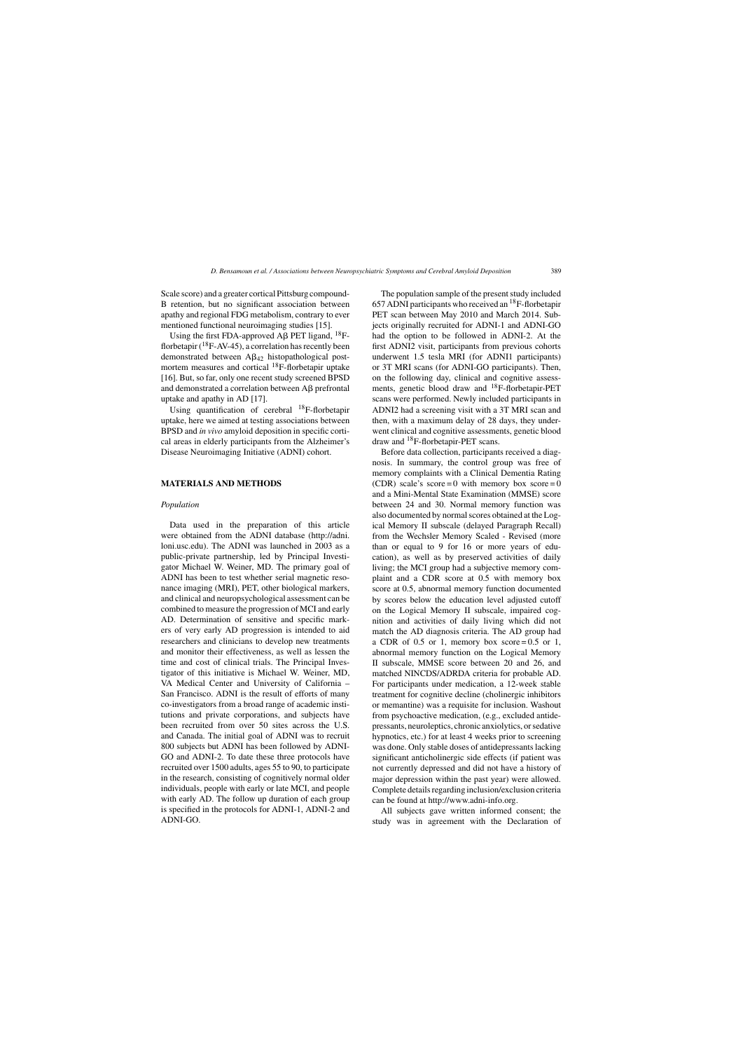Scale score) and a greater cortical Pittsburg compound-B retention, but no significant association between apathy and regional FDG metabolism, contrary to ever mentioned functional neuroimaging studies [15].

Using the first FDA-approved Aβ PET ligand, $^{18}$F-florbetapir ($^{18}$F-AV-45), a correlation has recently been demonstrated between $A\beta_{42}$ histopathological post-mortem measures and cortical $^{18}$F-florbetapir uptake [16]. But, so far, only one recent study screened BPSD and demonstrated a correlation between Aβ prefrontal uptake and apathy in AD [17].

Using quantification of cerebral $^{18}$F-florbetapir uptake, here we aimed at testing associations between BPSD and *in vivo* amyloid deposition in specific cortical areas in elderly participants from the Alzheimer's Disease Neuroimaging Initiative (ADNI) cohort.

## MATERIALS AND METHODS

### *Population*

Data used in the preparation of this article were obtained from the ADNI database (http://adni.loni.usc.edu). The ADNI was launched in 2003 as a public-private partnership, led by Principal Investigator Michael W. Weiner, MD. The primary goal of ADNI has been to test whether serial magnetic resonance imaging (MRI), PET, other biological markers, and clinical and neuropsychological assessment can be combined to measure the progression of MCI and early AD. Determination of sensitive and specific markers of very early AD progression is intended to aid researchers and clinicians to develop new treatments and monitor their effectiveness, as well as lessen the time and cost of clinical trials. The Principal Investigator of this initiative is Michael W. Weiner, MD, VA Medical Center and University of California – San Francisco. ADNI is the result of efforts of many co-investigators from a broad range of academic institutions and private corporations, and subjects have been recruited from over 50 sites across the U.S. and Canada. The initial goal of ADNI was to recruit 800 subjects but ADNI has been followed by ADNI-GO and ADNI-2. To date these three protocols have recruited over 1500 adults, ages 55 to 90, to participate in the research, consisting of cognitively normal older individuals, people with early or late MCI, and people with early AD. The follow up duration of each group is specified in the protocols for ADNI-1, ADNI-2 and ADNI-GO.

The population sample of the present study included 657 ADNI participants who received an $^{18}$F-florbetapir PET scan between May 2010 and March 2014. Subjects originally recruited for ADNI-1 and ADNI-GO had the option to be followed in ADNI-2. At the first ADNI2 visit, participants from previous cohorts underwent 1.5 tesla MRI (for ADNI1 participants) or 3T MRI scans (for ADNI-GO participants). Then, on the following day, clinical and cognitive assessments, genetic blood draw and $^{18}$F-florbetapir-PET scans were performed. Newly included participants in ADNI2 had a screening visit with a 3T MRI scan and then, with a maximum delay of 28 days, they underwent clinical and cognitive assessments, genetic blood draw and $^{18}$F-florbetapir-PET scans.

Before data collection, participants received a diagnosis. In summary, the control group was free of memory complaints with a Clinical Dementia Rating (CDR) scale's score = 0 with memory box score = 0 and a Mini-Mental State Examination (MMSE) score between 24 and 30. Normal memory function was also documented by normal scores obtained at the Logical Memory II subscale (delayed Paragraph Recall) from the Wechsler Memory Scaled - Revised (more than or equal to 9 for 16 or more years of education), as well as by preserved activities of daily living; the MCI group had a subjective memory complaint and a CDR score at 0.5 with memory box score at 0.5, abnormal memory function documented by scores below the education level adjusted cutoff on the Logical Memory II subscale, impaired cognition and activities of daily living which did not match the AD diagnosis criteria. The AD group had a CDR of 0.5 or 1, memory box score = 0.5 or 1, abnormal memory function on the Logical Memory II subscale, MMSE score between 20 and 26, and matched NINCDS/ADRDA criteria for probable AD. For participants under medication, a 12-week stable treatment for cognitive decline (cholinergic inhibitors or memantine) was a requisite for inclusion. Washout from psychoactive medication, (e.g., excluded antidepressants, neuroleptics, chronic anxiolytics, or sedative hypnotics, etc.) for at least 4 weeks prior to screening was done. Only stable doses of antidepressants lacking significant anticholinergic side effects (if patient was not currently depressed and did not have a history of major depression within the past year) were allowed. Complete details regarding inclusion/exclusion criteria can be found at http://www.adni-info.org.

All subjects gave written informed consent; the study was in agreement with the Declaration of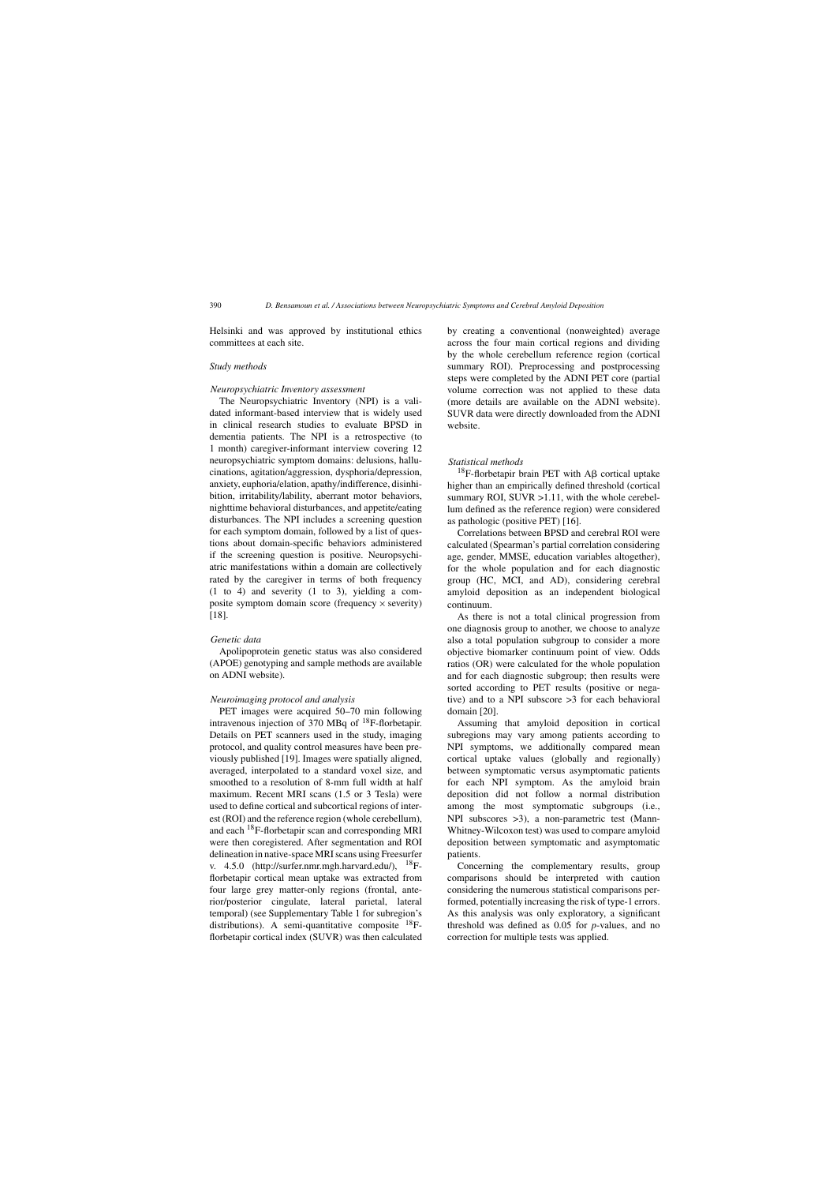Helsinki and was approved by institutional ethics committees at each site.

### Study methods

#### Neuropsychiatric Inventory assessment

The Neuropsychiatric Inventory (NPI) is a validated informant-based interview that is widely used in clinical research studies to evaluate BPSD in dementia patients. The NPI is a retrospective (to 1 month) caregiver-informant interview covering 12 neuropsychiatric symptom domains: delusions, hallucinations, agitation/aggression, dysphoria/depression, anxiety, euphoria/elation, apathy/indifference, disinhibition, irritability/lability, aberrant motor behaviors, nighttime behavioral disturbances, and appetite/eating disturbances. The NPI includes a screening question for each symptom domain, followed by a list of questions about domain-specific behaviors administered if the screening question is positive. Neuropsychiatric manifestations within a domain are collectively rated by the caregiver in terms of both frequency (1 to 4) and severity (1 to 3), yielding a composite symptom domain score (frequency $\times$ severity) [18].

#### Genetic data

Apolipoprotein genetic status was also considered (APOE) genotyping and sample methods are available on ADNI website).

#### Neuroimaging protocol and analysis

PET images were acquired 50–70 min following intravenous injection of 370 MBq of $^{18}$F-florbetapir. Details on PET scanners used in the study, imaging protocol, and quality control measures have been previously published [19]. Images were spatially aligned, averaged, interpolated to a standard voxel size, and smoothed to a resolution of 8-mm full width at half maximum. Recent MRI scans (1.5 or 3 Tesla) were used to define cortical and subcortical regions of interest (ROI) and the reference region (whole cerebellum), and each $^{18}$F-florbetapir scan and corresponding MRI were then coregistered. After segmentation and ROI delineation in native-space MRI scans using Freesurfer v. 4.5.0 (http://surfer.nmr.mgh.harvard.edu/), $^{18}$F-florbetapir cortical mean uptake was extracted from four large grey matter-only regions (frontal, anterior/posterior cingulate, lateral parietal, lateral temporal) (see Supplementary Table 1 for subregion's distributions). A semi-quantitative composite $^{18}$F-florbetapir cortical index (SUVR) was then calculated by creating a conventional (nonweighted) average across the four main cortical regions and dividing by the whole cerebellum reference region (cortical summary ROI). Preprocessing and postprocessing steps were completed by the ADNI PET core (partial volume correction was not applied to these data (more details are available on the ADNI website). SUVR data were directly downloaded from the ADNI website.

### Statistical methods

$^{18}$F-florbetapir brain PET with A$\beta$ cortical uptake higher than an empirically defined threshold (cortical summary ROI, SUVR >1.11, with the whole cerebellum defined as the reference region) were considered as pathologic (positive PET) [16].

Correlations between BPSD and cerebral ROI were calculated (Spearman's partial correlation considering age, gender, MMSE, education variables altogether), for the whole population and for each diagnostic group (HC, MCI, and AD), considering cerebral amyloid deposition as an independent biological continuum.

As there is not a total clinical progression from one diagnosis group to another, we choose to analyze also a total population subgroup to consider a more objective biomarker continuum point of view. Odds ratios (OR) were calculated for the whole population and for each diagnostic subgroup; then results were sorted according to PET results (positive or negative) and to a NPI subscore >3 for each behavioral domain [20].

Assuming that amyloid deposition in cortical subregions may vary among patients according to NPI symptoms, we additionally compared mean cortical uptake values (globally and regionally) between symptomatic versus asymptomatic patients for each NPI symptom. As the amyloid brain deposition did not follow a normal distribution among the most symptomatic subgroups (i.e., NPI subscores >3), a non-parametric test (Mann-Whitney-Wilcoxon test) was used to compare amyloid deposition between symptomatic and asymptomatic patients.

Concerning the complementary results, group comparisons should be interpreted with caution considering the numerous statistical comparisons performed, potentially increasing the risk of type-1 errors. As this analysis was only exploratory, a significant threshold was defined as 0.05 for $p$-values, and no correction for multiple tests was applied.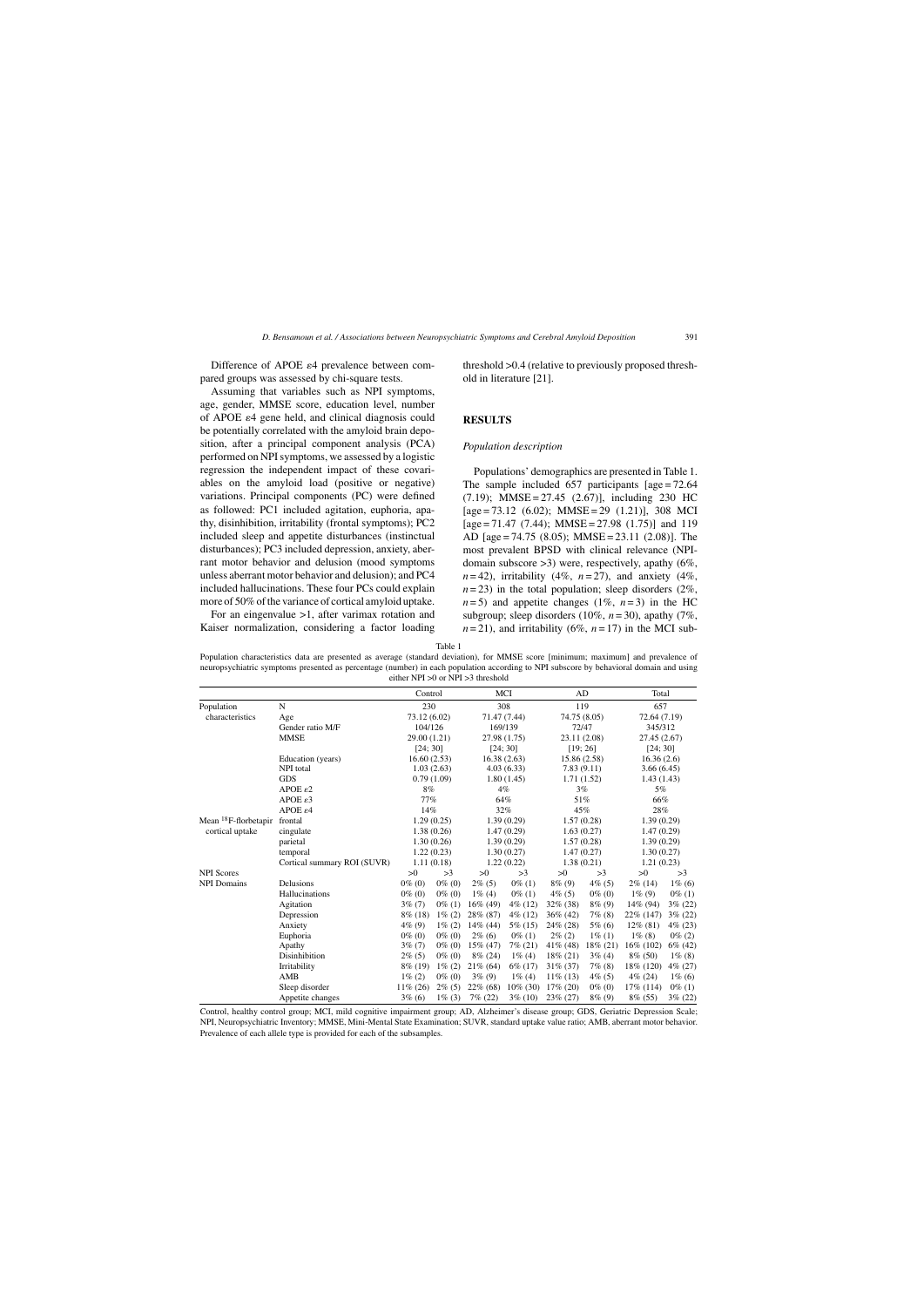Difference of APOE ε4 prevalence between compared groups was assessed by chi-square tests.

Assuming that variables such as NPI symptoms, age, gender, MMSE score, education level, number of APOE ε4 gene held, and clinical diagnosis could be potentially correlated with the amyloid brain deposition, after a principal component analysis (PCA) performed on NPI symptoms, we assessed by a logistic regression the independent impact of these covariables on the amyloid load (positive or negative) variations. Principal components (PC) were defined as followed: PC1 included agitation, euphoria, apathy, disinhibition, irritability (frontal symptoms); PC2 included sleep and appetite disturbances (instinctual disturbances); PC3 included depression, anxiety, aberrant motor behavior and delusion (mood symptoms unless aberrant motor behavior and delusion); and PC4 included hallucinations. These four PCs could explain more of 50% of the variance of cortical amyloid uptake.

For an eigenvalue >1, after varimax rotation and Kaiser normalization, considering a factor loading threshold >0.4 (relative to previously proposed threshold in literature [21].

## RESULTS

### *Population description*

Populations' demographics are presented in Table 1. The sample included 657 participants [age = 72.64 (7.19); MMSE = 27.45 (2.67)], including 230 HC [age = 73.12 (6.02); MMSE = 29 (1.21)], 308 MCI [age = 71.47 (7.44); MMSE = 27.98 (1.75)] and 119 AD [age = 74.75 (8.05); MMSE = 23.11 (2.08)]. The most prevalent BPSD with clinical relevance (NPI-domain subscore >3) were, respectively, apathy (6%, $n = 42$), irritability (4%, $n = 27$), and anxiety (4%, $n = 23$) in the total population; sleep disorders (2%, $n = 5$) and appetite changes (1%, $n = 3$) in the HC subgroup; sleep disorders (10%, $n = 30$), apathy (7%, $n = 21$), and irritability (6%, $n = 17$) in the MCI sub-

Table 1

Population characteristics data are presented as average (standard deviation), for MMSE score [minimum; maximum] and prevalence of neuropsychiatric symptoms presented as percentage (number) in each population according to NPI subscore by behavioral domain and using either NPI >0 or NPI >3 threshold

| | | Control | | MCI | | AD | | Total | |
|---|---|---|---|---|---|---|---|---|---|
| Population characteristics | N | 230 | | 308 | | 119 | | 657 | |
| | Age | 73.12 (6.02) | | 71.47 (7.44) | | 74.75 (8.05) | | 72.64 (7.19) | |
| | Gender ratio M/F | 104/126 | | 169/139 | | 72/47 | | 345/312 | |
| | MMSE | 29.00 (1.21) [24; 30] | | 27.98 (1.75) [24; 30] | | 23.11 (2.08) [19; 26] | | 27.45 (2.67) [24; 30] | |
| | Education (years) | 16.60 (2.53) | | 16.38 (2.63) | | 15.86 (2.58) | | 16.36 (2.6) | |
| | NPI total | 1.03 (2.63) | | 4.03 (6.33) | | 7.83 (9.11) | | 3.66 (6.45) | |
| | GDS | 0.79 (1.09) | | 1.80 (1.45) | | 1.71 (1.52) | | 1.43 (1.43) | |
| | APOE ε2 | 8% | | 4% | | 3% | | 5% | |
| | APOE ε3 | 77% | | 64% | | 51% | | 66% | |
| | APOE ε4 | 14% | | 32% | | 45% | | 28% | |
| Mean $^{18}$F-florbetapir cortical uptake | frontal | 1.29 (0.25) | | 1.39 (0.29) | | 1.57 (0.28) | | 1.39 (0.29) | |
| | cingulate | 1.38 (0.26) | | 1.47 (0.29) | | 1.63 (0.27) | | 1.47 (0.29) | |
| | parietal | 1.30 (0.26) | | 1.39 (0.29) | | 1.57 (0.28) | | 1.39 (0.29) | |
| | temporal | 1.22 (0.23) | | 1.30 (0.27) | | 1.47 (0.27) | | 1.30 (0.27) | |
| | Cortical summary ROI (SUVR) | 1.11 (0.18) | | 1.22 (0.22) | | 1.38 (0.21) | | 1.21 (0.23) | |
| NPI Scores | | >0 | >3 | >0 | >3 | >0 | >3 | >0 | >3 |
| NPI Domains | Delusions | 0% (0) | 0% (0) | 2% (5) | 0% (1) | 8% (9) | 4% (5) | 2% (14) | 1% (6) |
| | Hallucinations | 0% (0) | 0% (0) | 1% (4) | 0% (1) | 4% (5) | 0% (0) | 1% (9) | 0% (1) |
| | Agitation | 3% (7) | 0% (1) | 16% (49) | 4% (12) | 32% (38) | 8% (9) | 14% (94) | 3% (22) |
| | Depression | 8% (18) | 1% (2) | 28% (87) | 4% (12) | 36% (42) | 7% (8) | 22% (147) | 3% (22) |
| | Anxiety | 4% (9) | 1% (2) | 14% (44) | 5% (15) | 24% (28) | 5% (6) | 12% (81) | 4% (23) |
| | Euphoria | 0% (0) | 0% (0) | 2% (6) | 0% (1) | 2% (2) | 1% (1) | 1% (8) | 0% (2) |
| | Apathy | 3% (7) | 0% (0) | 15% (47) | 7% (21) | 41% (48) | 18% (21) | 16% (102) | 6% (42) |
| | Disinhibition | 2% (5) | 0% (0) | 8% (24) | 1% (4) | 18% (21) | 3% (4) | 8% (50) | 1% (8) |
| | Irritability | 8% (19) | 1% (2) | 21% (64) | 6% (17) | 31% (37) | 7% (8) | 18% (120) | 4% (27) |
| | AMB | 1% (2) | 0% (0) | 3% (9) | 1% (4) | 11% (13) | 4% (5) | 4% (24) | 1% (6) |
| | Sleep disorder | 11% (26) | 2% (5) | 22% (68) | 10% (30) | 17% (20) | 0% (0) | 17% (114) | 0% (1) |
| | Appetite changes | 3% (6) | 1% (3) | 7% (22) | 3% (10) | 23% (27) | 8% (9) | 8% (55) | 3% (22) |

Control, healthy control group; MCI, mild cognitive impairment group; AD, Alzheimer's disease group; GDS, Geriatric Depression Scale; NPI, Neuropsychiatric Inventory; MMSE, Mini-Mental State Examination; SUVR, standard uptake value ratio; AMB, aberrant motor behavior. Prevalence of each allele type is provided for each of the subsamples.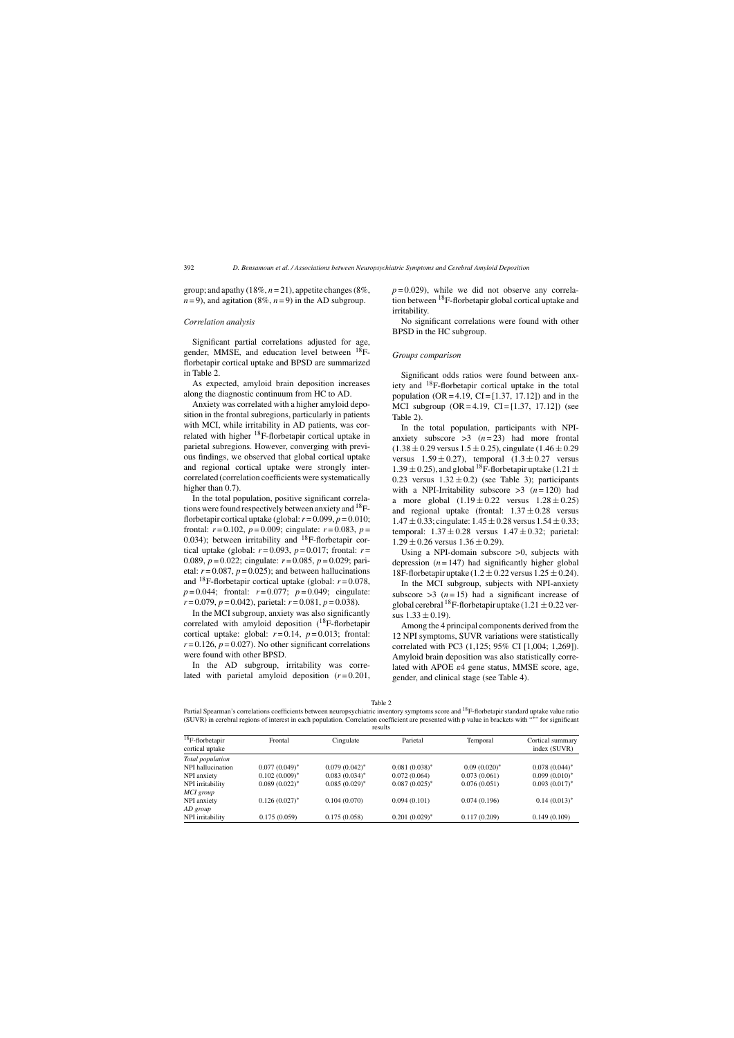group; and apathy (18%, $n = 21$), appetite changes (8%, $n = 9$), and agitation (8%, $n = 9$) in the AD subgroup.

### Correlation analysis

Significant partial correlations adjusted for age, gender, MMSE, and education level between $^{18}$F-florbetapir cortical uptake and BPSD are summarized in Table 2.

As expected, amyloid brain deposition increases along the diagnostic continuum from HC to AD.

Anxiety was correlated with a higher amyloid deposition in the frontal subregions, particularly in patients with MCI, while irritability in AD patients, was correlated with higher $^{18}$F-florbetapir cortical uptake in parietal subregions. However, converging with previous findings, we observed that global cortical uptake and regional cortical uptake were strongly intercorrelated (correlation coefficients were systematically higher than 0.7).

In the total population, positive significant correlations were found respectively between anxiety and $^{18}$F-florbetapir cortical uptake (global: $r = 0.099$, $p = 0.010$; frontal: $r = 0.102$, $p = 0.009$; cingulate: $r = 0.083$, $p = 0.034$); between irritability and $^{18}$F-florbetapir cortical uptake (global: $r = 0.093$, $p = 0.017$; frontal: $r = 0.089$, $p = 0.022$; cingulate: $r = 0.085$, $p = 0.029$; parietal: $r = 0.087$, $p = 0.025$); and between hallucinations and $^{18}$F-florbetapir cortical uptake (global: $r = 0.078$, $p = 0.044$; frontal: $r = 0.077$; $p = 0.049$; cingulate: $r = 0.079$, $p = 0.042$), parietal: $r = 0.081$, $p = 0.038$).

In the MCI subgroup, anxiety was also significantly correlated with amyloid deposition ($^{18}$F-florbetapir cortical uptake: global: $r = 0.14$, $p = 0.013$; frontal: $r = 0.126$, $p = 0.027$). No other significant correlations were found with other BPSD.

In the AD subgroup, irritability was correlated with parietal amyloid deposition ($r = 0.201$, $p = 0.029$), while we did not observe any correlation between $^{18}$F-florbetapir global cortical uptake and irritability.

No significant correlations were found with other BPSD in the HC subgroup.

### Groups comparison

Significant odds ratios were found between anxiety and $^{18}$F-florbetapir cortical uptake in the total population (OR = 4.19, CI = [1.37, 17.12]) and in the MCI subgroup (OR = 4.19, CI = [1.37, 17.12]) (see Table 2).

In the total population, participants with NPI-anxiety subscore >3 ($n = 23$) had more frontal ($1.38 \pm 0.29$ versus $1.5 \pm 0.25$), cingulate ($1.46 \pm 0.29$ versus $1.59 \pm 0.27$), temporal ($1.3 \pm 0.27$ versus $1.39 \pm 0.25$), and global $^{18}$F-florbetapir uptake ($1.21 \pm 0.23$ versus $1.32 \pm 0.2$) (see Table 3); participants with a NPI-Irritability subscore >3 ($n = 120$) had a more global ($1.19 \pm 0.22$ versus $1.28 \pm 0.25$) and regional uptake (frontal: $1.37 \pm 0.28$ versus $1.47 \pm 0.33$; cingulate: $1.45 \pm 0.28$ versus $1.54 \pm 0.33$; temporal: $1.37 \pm 0.28$ versus $1.47 \pm 0.32$; parietal: $1.29 \pm 0.26$ versus $1.36 \pm 0.29$).

Using a NPI-domain subscore >0, subjects with depression ($n = 147$) had significantly higher global 18F-florbetapir uptake ($1.2 \pm 0.22$ versus $1.25 \pm 0.24$).

In the MCI subgroup, subjects with NPI-anxiety subscore >3 ($n = 15$) had a significant increase of global cerebral $^{18}$F-florbetapir uptake ($1.21 \pm 0.22$ versus $1.33 \pm 0.19$).

Among the 4 principal components derived from the 12 NPI symptoms, SUVR variations were statistically correlated with PC3 (1,125; 95% CI [1,004; 1,269]). Amyloid brain deposition was also statistically correlated with APOE ε4 gene status, MMSE score, age, gender, and clinical stage (see Table 4).

Table 2

Partial Spearman's correlations coefficients between neuropsychiatric inventory symptoms score and $^{18}$F-florbetapir standard uptake value ratio (SUVR) in cerebral regions of interest in each population. Correlation coefficient are presented with p value in brackets with "*" for significant results

| $^{18}$F-florbetapir cortical uptake | Frontal | Cingulate | Parietal | Temporal | Cortical summary index (SUVR) |
|---|---|---|---|---|---|
| *Total population* | | | | | |
| NPI hallucination | 0.077 (0.049)* | 0.079 (0.042)* | 0.081 (0.038)* | 0.09 (0.020)* | 0.078 (0.044)* |
| NPI anxiety | 0.102 (0.009)* | 0.083 (0.034)* | 0.072 (0.064) | 0.073 (0.061) | 0.099 (0.010)* |
| NPI irritability | 0.089 (0.022)* | 0.085 (0.029)* | 0.087 (0.025)* | 0.076 (0.051) | 0.093 (0.017)* |
| *MCI group* | | | | | |
| NPI anxiety | 0.126 (0.027)* | 0.104 (0.070) | 0.094 (0.101) | 0.074 (0.196) | 0.14 (0.013)* |
| *AD group* | | | | | |
| NPI irritability | 0.175 (0.059) | 0.175 (0.058) | 0.201 (0.029)* | 0.117 (0.209) | 0.149 (0.109) |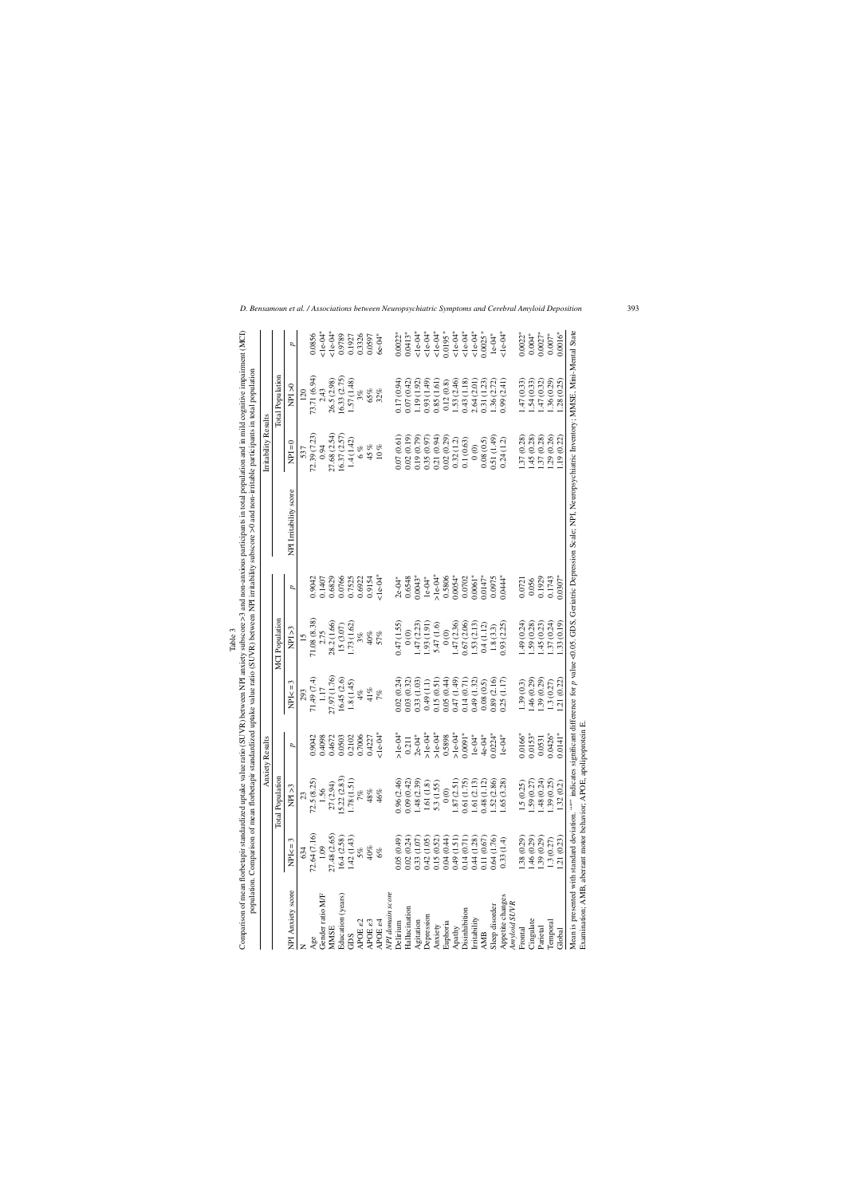Table 3

Comparison of mean florbetapir standardized uptake value ratio (SUVR) between NPI anxiety subscore >3 and non-anxious participants in total population and in mild cognitive impairment (MCI) population. Comparison of mean florbetapir standardized uptake value ratio (SUVR) between NPI irritability subscore >0 and non-irritable participants in total population

| Anxiety Results | | | | | | | Irritability Results | | | |
|---|---|---|---|---|---|---|---|---|---|---|
| | Total Population | | | MCI Population | | | | Total Population | | |
| NPI Anxiety score | NPI<=3 | NPI>3 | p | NPI<=3 | NPI>3 | p | NPI Irritability score | NPI=0 | NPI>0 | p |
| N | 634 | 23 | | 293 | 15 | | | 537 | 120 | |
| Age | 72.64 (7.16) | 72.5 (8.25) | 0.9042 | 71.49 (7.4) | 71.08 (8.38) | 0.9042 | | 72.39 (7.23) | 73.71 (6.94) | 0.0856 |
| Gender ratio M/F | 1.09 | 1.56 | 0.4098 | 1.17 | 2.75 | 0.1407 | | 0.94 | 2.43 | <1e-04* |
| MMSE | 27.48 (2.65) | 27 (2.94) | 0.4672 | 27.97 (1.76) | 28.2 (1.66) | 0.6829 | | 27.68 (2.54) | 26.5 (2.98) | <1e-04* |
| Education (years) | 16.4 (2.58) | 15.22 (2.83) | 0.0503 | 16.45 (2.6) | 15 (3.07) | 0.0766 | | 16.37 (2.57) | 16.33 (2.75) | 0.9789 |
| GDS | 1.42 (1.43) | 1.78 (1.51) | 0.2102 | 1.8 (1.45) | 1.73 (1.62) | 0.7525 | | 1.4 (1.42) | 1.57 (1.48) | 0.1927 |
| APOE ε2 | 5% | 7% | 0.7006 | 4% | 3% | 0.6922 | | 6 % | 3% | 0.3326 |
| APOE ε3 | 40% | 48% | 0.4227 | 41% | 40% | 0.9154 | | 45 % | 65% | 0.0597 |
| APOE ε4 | 6% | 46% | <1e-04* | 7% | 57% | <1e-04* | | 10 % | 32% | 6e-04* |
| *NPI domain score* | | | | | | | | | | |
| Delirium | 0.05 (0.49) | 0.96 (2.46) | >1e-04* | 0.02 (0.24) | 0.47 (1.55) | 2e-04* | | 0.07 (0.61) | 0.17 (0.94) | 0.0022* |
| Hallucination | 0.02 (0.24) | 0.09 (0.42) | 0.211 | 0.03 (0.32) | 0 (0) | 0.6548 | | 0.02 (0.19) | 0.07 (0.42) | 0.0413* |
| Agitation | 0.33 (1.07) | 1.48 (2.39) | 2e-04* | 0.33 (1.03) | 1.47 (2.23) | 0.0043* | | 0.19 (0.79) | 1.19 (1.92) | <1e-04* |
| Depression | 0.42 (1.05) | 1.61 (1.8) | >1e-04* | 0.49 (1.1) | 1.93 (1.91) | 1e-04* | | 0.35 (0.97) | 0.93 (1.49) | <1e-04* |
| Anxiety | 0.15 (0.52) | 5.3 (1.55) | >1e-04* | 0.15 (0.51) | 5.47 (1.6) | >1e-04* | | 0.21 (0.94) | 0.85 (1.61) | <1e-04* |
| Euphoria | 0.04 (0.44) | 0 (0) | 0.5898 | 0.05 (0.44) | 0 (0) | 0.5806 | | 0.02 (0.29) | 0.12 (0.8) | 0.0195* |
| Apathy | 0.49 (1.51) | 1.87 (2.51) | >1e-04* | 0.47 (1.49) | 1.47 (2.36) | 0.0054* | | 0.32 (1.2) | 1.53 (2.46) | <1e-04* |
| Disinhibition | 0.14 (0.71) | 0.61 (1.75) | 0.0091* | 0.14 (0.71) | 0.67 (2.06) | 0.0702 | | 0.1 (0.63) | 0.43 (1.18) | <1e-04* |
| Irritability | 0.44 (1.28) | 1.61 (2.13) | 1e-04* | 0.49 (1.32) | 1.53 (2.13) | 0.0061* | | 0 (0) | 2.64 (2.01) | <1e-04* |
| AMB | 0.11 (0.67) | 0.48 (1.12) | 4e-04* | 0.08 (0.5) | 0.4 (1.12) | 0.0147* | | 0.08 (0.5) | 0.31 (1.23) | 0.0025* |
| Sleep disorder | 0.64 (1.76) | 1.52 (2.86) | 0.0224* | 0.89 (2.16) | 1.8 (3.3) | 0.0975 | | 0.51 (1.49) | 1.36 (2.72) | 1e-04* |
| Appetite changes | 0.33 (1.4) | 1.65 (3.28) | 1e-04* | 0.25 (1.17) | 0.93 (2.25) | 0.0444* | | 0.24 (1.2) | 0.99 (2.41) | <1e-04* |
| *Amyloid SUVR* | | | | | | | | | | |
| Frontal | 1.38 (0.29) | 1.5 (0.25) | 0.0166* | 1.39 (0.3) | 1.49 (0.24) | 0.0721 | | 1.37 (0.28) | 1.47 (0.33) | 0.0022* |
| Cingulate | 1.46 (0.29) | 1.59 (0.27) | 0.0153* | 1.46 (0.29) | 1.59 (0.28) | 0.056 | | 1.45 (0.28) | 1.54 (0.33) | 0.004* |
| Parietal | 1.39 (0.29) | 1.48 (0.24) | 0.0531 | 1.39 (0.29) | 1.45 (0.23) | 0.1929 | | 1.37 (0.28) | 1.47 (0.32) | 0.0027* |
| Temporal | 1.3 (0.27) | 1.39 (0.25) | 0.0426* | 1.3 (0.27) | 1.37 (0.24) | 0.1743 | | 1.29 (0.26) | 1.36 (0.29) | 0.007* |
| Global | 1.21 (0.23) | 1.32 (0.2) | 0.0141* | 1.21 (0.22) | 1.33 (0.19) | 0.0307* | | 1.19 (0.22) | 1.28 (0.25) | 0.0016* |

Mean is presented with standard deviation. "*" indicates significant difference for p value <0.05. GDS, Geriatric Depression Scale; NPI, Neuropsychiatric Inventory; MMSE, Mini-Mental State Examination; AMB, aberrant motor behavior; APOE, apolipoprotein E.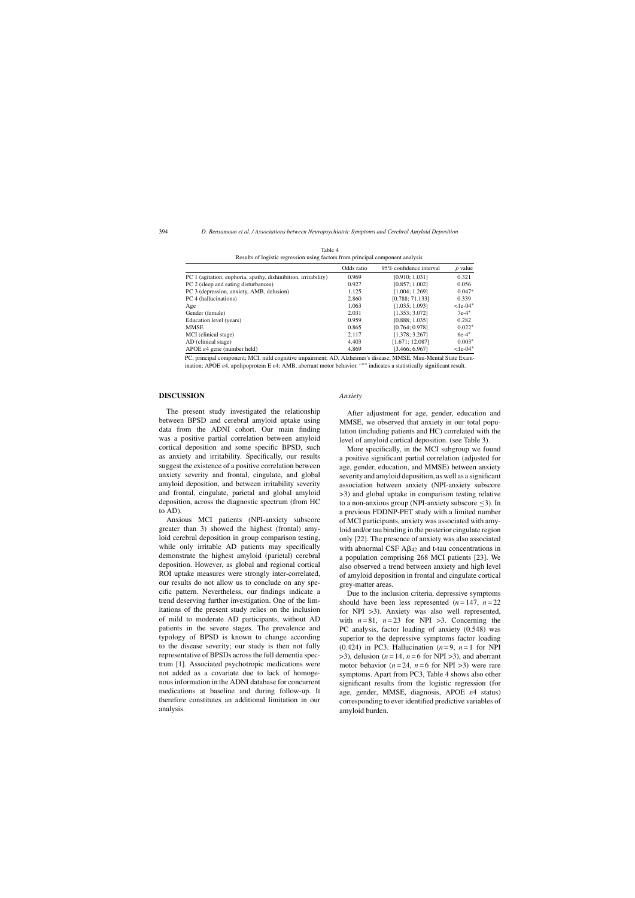Table 4
Results of logistic regression using factors from principal component analysis

| | Odds ratio | 95% confidence interval | *p* value |
|---|---|---|---|
| PC 1 (agitation, euphoria, apathy, dishinibition, irritability) | 0.969 | [0.910; 1.031] | 0.321 |
| PC 2 (sleep and eating disturbances) | 0.927 | [0.857; 1.002] | 0.056 |
| PC 3 (depression, anxiety, AMB, delusion) | 1.125 | [1.004; 1.269] | 0.047* |
| PC 4 (hallucinations) | 2.860 | [0.788; 71.133] | 0.339 |
| Age | 1.063 | [1.035; 1.093] | <1e-04* |
| Gender (female) | 2.031 | [1.353; 3.072] | 7e-4* |
| Education level (years) | 0.959 | [0.888; 1.035] | 0.282 |
| MMSE | 0.865 | [0.764; 0.978] | 0.022* |
| MCI (clinical stage) | 2.117 | [1.378; 3.267] | 6e-4* |
| AD (clinical stage) | 4.403 | [1.671; 12.087] | 0.003* |
| APOE ε4 gene (number held) | 4.869 | [3.466; 6.967] | <1e-04* |

PC, principal component; MCI, mild cognitive impairment; AD, Alzheimer's disease; MMSE, Mini-Mental State Examination; APOE ε4, apolipoprotein E ε4; AMB, aberrant motor behavior. "*" indicates a statistically significant result.

## DISCUSSION

The present study investigated the relationship between BPSD and cerebral amyloid uptake using data from the ADNI cohort. Our main finding was a positive partial correlation between amyloid cortical deposition and some specific BPSD, such as anxiety and irritability. Specifically, our results suggest the existence of a positive correlation between anxiety severity and frontal, cingulate, and global amyloid deposition, and between irritability severity and frontal, cingulate, parietal and global amyloid deposition, across the diagnostic spectrum (from HC to AD).

Anxious MCI patients (NPI-anxiety subscore greater than 3) showed the highest (frontal) amyloid cerebral deposition in group comparison testing, while only irritable AD patients may specifically demonstrate the highest amyloid (parietal) cerebral deposition. However, as global and regional cortical ROI uptake measures were strongly inter-correlated, our results do not allow us to conclude on any specific pattern. Nevertheless, our findings indicate a trend deserving further investigation. One of the limitations of the present study relies on the inclusion of mild to moderate AD participants, without AD patients in the severe stages. The prevalence and typology of BPSD is known to change according to the disease severity; our study is then not fully representative of BPSDs across the full dementia spectrum [1]. Associated psychotropic medications were not added as a covariate due to lack of homogenous information in the ADNI database for concurrent medications at baseline and during follow-up. It therefore constitutes an additional limitation in our analysis.

### *Anxiety*

After adjustment for age, gender, education and MMSE, we observed that anxiety in our total population (including patients and HC) correlated with the level of amyloid cortical deposition. (see Table 3).

More specifically, in the MCI subgroup we found a positive significant partial correlation (adjusted for age, gender, education, and MMSE) between anxiety severity and amyloid deposition, as well as a significant association between anxiety (NPI-anxiety subscore >3) and global uptake in comparison testing relative to a non-anxious group (NPI-anxiety subscore ≤3). In a previous FDDNP-PET study with a limited number of MCI participants, anxiety was associated with amyloid and/or tau binding in the posterior cingulate region only [22]. The presence of anxiety was also associated with abnormal CSF $A\beta_{42}$ and t-tau concentrations in a population comprising 268 MCI patients [23]. We also observed a trend between anxiety and high level of amyloid deposition in frontal and cingulate cortical grey-matter areas.

Due to the inclusion criteria, depressive symptoms should have been less represented ($n = 147$, $n = 22$ for NPI >3). Anxiety was also well represented, with $n = 81$, $n = 23$ for NPI >3. Concerning the PC analysis, factor loading of anxiety (0.548) was superior to the depressive symptoms factor loading (0.424) in PC3. Hallucination ($n = 9$, $n = 1$ for NPI >3), delusion ($n = 14$, $n = 6$ for NPI >3), and aberrant motor behavior ($n = 24$, $n = 6$ for NPI >3) were rare symptoms. Apart from PC3, Table 4 shows also other significant results from the logistic regression (for age, gender, MMSE, diagnosis, APOE ε4 status) corresponding to ever identified predictive variables of amyloid burden.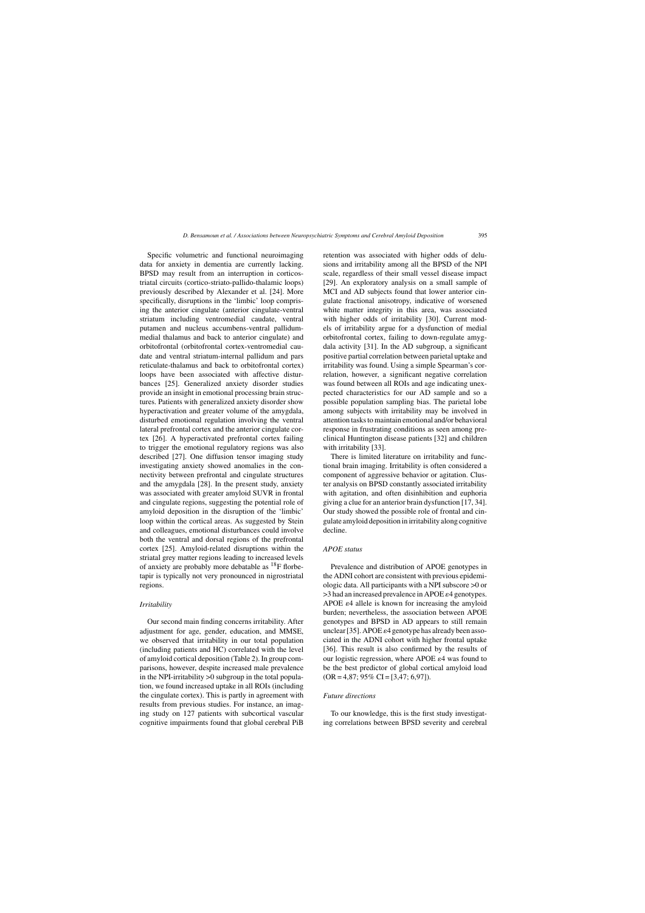Specific volumetric and functional neuroimaging data for anxiety in dementia are currently lacking. BPSD may result from an interruption in corticostriatal circuits (cortico-striato-pallido-thalamic loops) previously described by Alexander et al. [24]. More specifically, disruptions in the 'limbic' loop comprising the anterior cingulate (anterior cingulate-ventral striatum including ventromedial caudate, ventral putamen and nucleus accumbens-ventral pallidum-medial thalamus and back to anterior cingulate) and orbitofrontal (orbitofrontal cortex-ventromedial caudate and ventral striatum-internal pallidum and pars reticulate-thalamus and back to orbitofrontal cortex) loops have been associated with affective disturbances [25]. Generalized anxiety disorder studies provide an insight in emotional processing brain structures. Patients with generalized anxiety disorder show hyperactivation and greater volume of the amygdala, disturbed emotional regulation involving the ventral lateral prefrontal cortex and the anterior cingulate cortex [26]. A hyperactivated prefrontal cortex failing to trigger the emotional regulatory regions was also described [27]. One diffusion tensor imaging study investigating anxiety showed anomalies in the connectivity between prefrontal and cingulate structures and the amygdala [28]. In the present study, anxiety was associated with greater amyloid SUVR in frontal and cingulate regions, suggesting the potential role of amyloid deposition in the disruption of the 'limbic' loop within the cortical areas. As suggested by Stein and colleagues, emotional disturbances could involve both the ventral and dorsal regions of the prefrontal cortex [25]. Amyloid-related disruptions within the striatal grey matter regions leading to increased levels of anxiety are probably more debatable as $^{18}$F florbetapir is typically not very pronounced in nigrostriatal regions.

### *Irritability*

Our second main finding concerns irritability. After adjustment for age, gender, education, and MMSE, we observed that irritability in our total population (including patients and HC) correlated with the level of amyloid cortical deposition (Table 2). In group comparisons, however, despite increased male prevalence in the NPI-irritability >0 subgroup in the total population, we found increased uptake in all ROIs (including the cingulate cortex). This is partly in agreement with results from previous studies. For instance, an imaging study on 127 patients with subcortical vascular cognitive impairments found that global cerebral PiB retention was associated with higher odds of delusions and irritability among all the BPSD of the NPI scale, regardless of their small vessel disease impact [29]. An exploratory analysis on a small sample of MCI and AD subjects found that lower anterior cingulate fractional anisotropy, indicative of worsened white matter integrity in this area, was associated with higher odds of irritability [30]. Current models of irritability argue for a dysfunction of medial orbitofrontal cortex, failing to down-regulate amygdala activity [31]. In the AD subgroup, a significant positive partial correlation between parietal uptake and irritability was found. Using a simple Spearman's correlation, however, a significant negative correlation was found between all ROIs and age indicating unexpected characteristics for our AD sample and so a possible population sampling bias. The parietal lobe among subjects with irritability may be involved in attention tasks to maintain emotional and/or behavioral response in frustrating conditions as seen among preclinical Huntington disease patients [32] and children with irritability [33].

There is limited literature on irritability and functional brain imaging. Irritability is often considered a component of aggressive behavior or agitation. Cluster analysis on BPSD constantly associated irritability with agitation, and often disinhibition and euphoria giving a clue for an anterior brain dysfunction [17, 34]. Our study showed the possible role of frontal and cingulate amyloid deposition in irritability along cognitive decline.

### *APOE status*

Prevalence and distribution of APOE genotypes in the ADNI cohort are consistent with previous epidemiologic data. All participants with a NPI subscore >0 or >3 had an increased prevalence in APOE $\varepsilon$4 genotypes. APOE $\varepsilon$4 allele is known for increasing the amyloid burden; nevertheless, the association between APOE genotypes and BPSD in AD appears to still remain unclear [35]. APOE $\varepsilon$4 genotype has already been associated in the ADNI cohort with higher frontal uptake [36]. This result is also confirmed by the results of our logistic regression, where APOE $\varepsilon$4 was found to be the best predictor of global cortical amyloid load (OR = 4,87; 95% CI = [3,47; 6,97]).

### *Future directions*

To our knowledge, this is the first study investigating correlations between BPSD severity and cerebral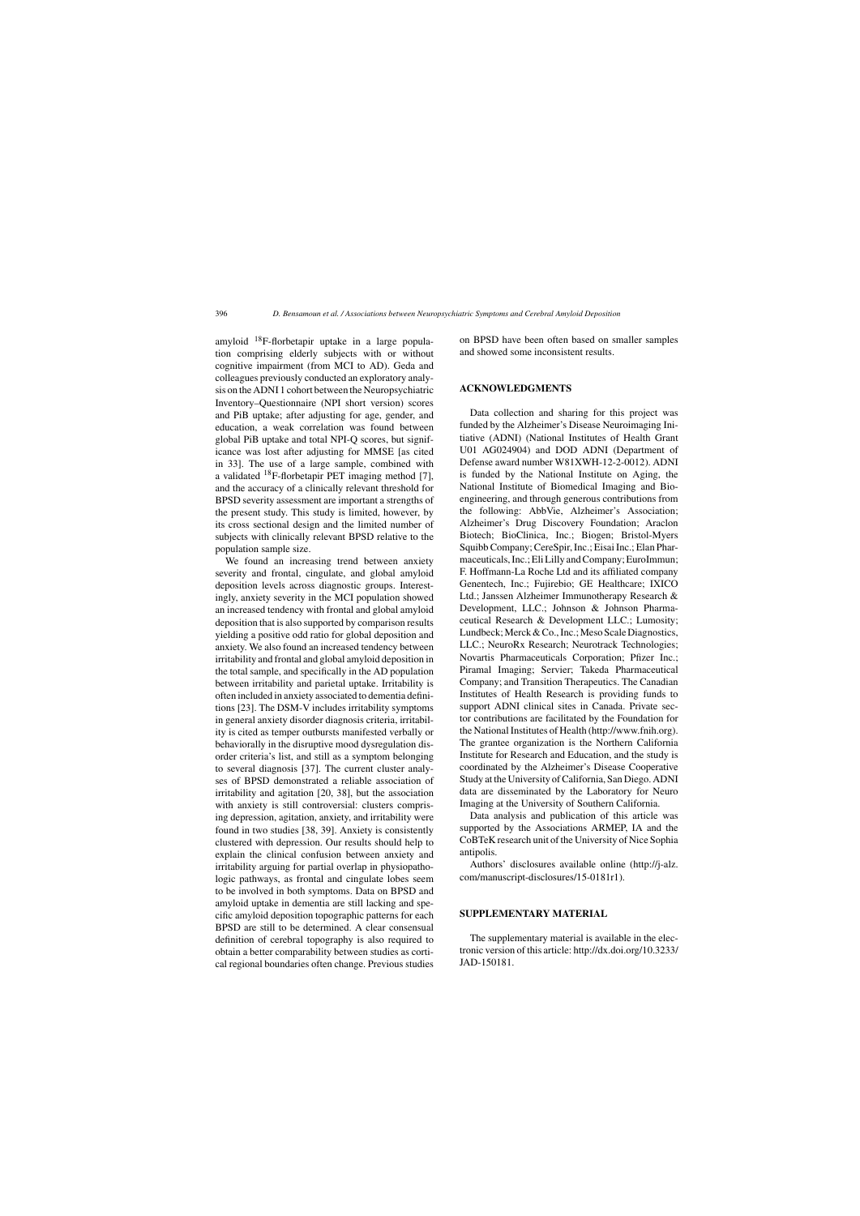amyloid $^{18}$F-florbetapir uptake in a large population comprising elderly subjects with or without cognitive impairment (from MCI to AD). Geda and colleagues previously conducted an exploratory analysis on the ADNI 1 cohort between the Neuropsychiatric Inventory–Questionnaire (NPI short version) scores and PiB uptake; after adjusting for age, gender, and education, a weak correlation was found between global PiB uptake and total NPI-Q scores, but significance was lost after adjusting for MMSE [as cited in 33]. The use of a large sample, combined with a validated $^{18}$F-florbetapir PET imaging method [7], and the accuracy of a clinically relevant threshold for BPSD severity assessment are important a strengths of the present study. This study is limited, however, by its cross sectional design and the limited number of subjects with clinically relevant BPSD relative to the population sample size.

We found an increasing trend between anxiety severity and frontal, cingulate, and global amyloid deposition levels across diagnostic groups. Interestingly, anxiety severity in the MCI population showed an increased tendency with frontal and global amyloid deposition that is also supported by comparison results yielding a positive odd ratio for global deposition and anxiety. We also found an increased tendency between irritability and frontal and global amyloid deposition in the total sample, and specifically in the AD population between irritability and parietal uptake. Irritability is often included in anxiety associated to dementia definitions [23]. The DSM-V includes irritability symptoms in general anxiety disorder diagnosis criteria, irritability is cited as temper outbursts manifested verbally or behaviorally in the disruptive mood dysregulation disorder criteria's list, and still as a symptom belonging to several diagnosis [37]. The current cluster analyses of BPSD demonstrated a reliable association of irritability and agitation [20, 38], but the association with anxiety is still controversial: clusters comprising depression, agitation, anxiety, and irritability were found in two studies [38, 39]. Anxiety is consistently clustered with depression. Our results should help to explain the clinical confusion between anxiety and irritability arguing for partial overlap in physiopathologic pathways, as frontal and cingulate lobes seem to be involved in both symptoms. Data on BPSD and amyloid uptake in dementia are still lacking and specific amyloid deposition topographic patterns for each BPSD are still to be determined. A clear consensual definition of cerebral topography is also required to obtain a better comparability between studies as cortical regional boundaries often change. Previous studies on BPSD have been often based on smaller samples and showed some inconsistent results.

## ACKNOWLEDGMENTS

Data collection and sharing for this project was funded by the Alzheimer's Disease Neuroimaging Initiative (ADNI) (National Institutes of Health Grant U01 AG024904) and DOD ADNI (Department of Defense award number W81XWH-12-2-0012). ADNI is funded by the National Institute on Aging, the National Institute of Biomedical Imaging and Bioengineering, and through generous contributions from the following: AbbVie, Alzheimer's Association; Alzheimer's Drug Discovery Foundation; Araclon Biotech; BioClinica, Inc.; Biogen; Bristol-Myers Squibb Company; CereSpir, Inc.; Eisai Inc.; Elan Pharmaceuticals, Inc.; Eli Lilly and Company; EuroImmun; F. Hoffmann-La Roche Ltd and its affiliated company Genentech, Inc.; Fujirebio; GE Healthcare; IXICO Ltd.; Janssen Alzheimer Immunotherapy Research & Development, LLC.; Johnson & Johnson Pharmaceutical Research & Development LLC.; Lumosity; Lundbeck; Merck & Co., Inc.; Meso Scale Diagnostics, LLC.; NeuroRx Research; Neurotrack Technologies; Novartis Pharmaceuticals Corporation; Pfizer Inc.; Piramal Imaging; Servier; Takeda Pharmaceutical Company; and Transition Therapeutics. The Canadian Institutes of Health Research is providing funds to support ADNI clinical sites in Canada. Private sector contributions are facilitated by the Foundation for the National Institutes of Health (http://www.fnih.org). The grantee organization is the Northern California Institute for Research and Education, and the study is coordinated by the Alzheimer's Disease Cooperative Study at the University of California, San Diego. ADNI data are disseminated by the Laboratory for Neuro Imaging at the University of Southern California.

Data analysis and publication of this article was supported by the Associations ARMEP, IA and the CoBTeK research unit of the University of Nice Sophia antipolis.

Authors' disclosures available online (http://j-alz.com/manuscript-disclosures/15-0181r1).

## SUPPLEMENTARY MATERIAL

The supplementary material is available in the electronic version of this article: http://dx.doi.org/10.3233/JAD-150181.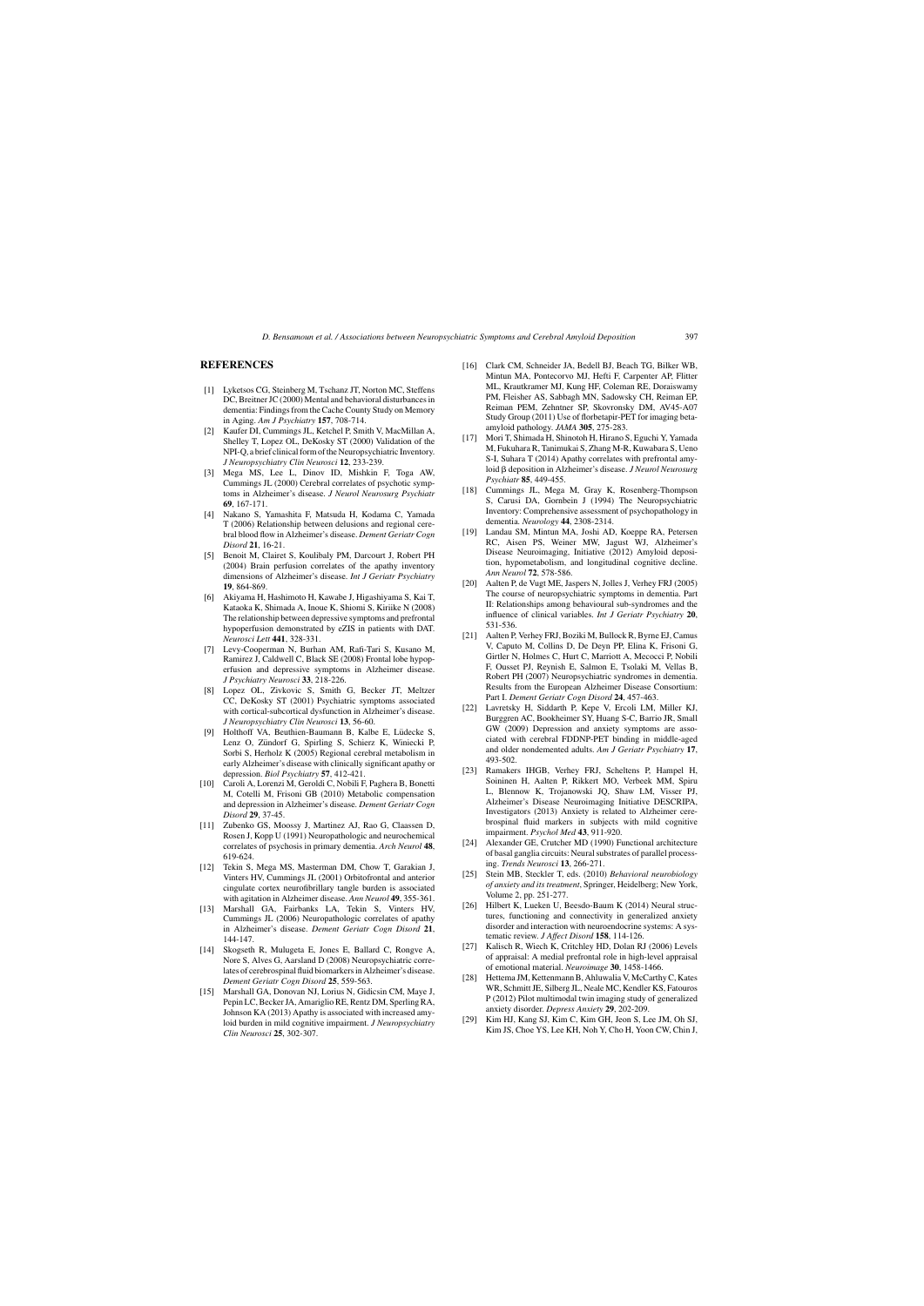## REFERENCES

[1] Lyketsos CG, Steinberg M, Tschanz JT, Norton MC, Steffens DC, Breitner JC (2000) Mental and behavioral disturbances in dementia: Findings from the Cache County Study on Memory in Aging. *Am J Psychiatry* **157**, 708-714.

[2] Kaufer DI, Cummings JL, Ketchel P, Smith V, MacMillan A, Shelley T, Lopez OL, DeKosky ST (2000) Validation of the NPI-Q, a brief clinical form of the Neuropsychiatric Inventory. *J Neuropsychiatry Clin Neurosci* **12**, 233-239.

[3] Mega MS, Lee L, Dinov ID, Mishkin F, Toga AW, Cummings JL (2000) Cerebral correlates of psychotic symptoms in Alzheimer's disease. *J Neurol Neurosurg Psychiatr* **69**, 167-171.

[4] Nakano S, Yamashita F, Matsuda H, Kodama C, Yamada T (2006) Relationship between delusions and regional cerebral blood flow in Alzheimer's disease. *Dement Geriatr Cogn Disord* **21**, 16-21.

[5] Benoit M, Clairet S, Koulibaly PM, Darcourt J, Robert PH (2004) Brain perfusion correlates of the apathy inventory dimensions of Alzheimer's disease. *Int J Geriatr Psychiatry* **19**, 864-869.

[6] Akiyama H, Hashimoto H, Kawabe J, Higashiyama S, Kai T, Kataoka K, Shimada A, Inoue K, Shiomi S, Kiriike N (2008) The relationship between depressive symptoms and prefrontal hypoperfusion demonstrated by eZIS in patients with DAT. *Neurosci Lett* **441**, 328-331.

[7] Levy-Cooperman N, Burhan AM, Rafi-Tari S, Kusano M, Ramirez J, Caldwell C, Black SE (2008) Frontal lobe hypoperfusion and depressive symptoms in Alzheimer disease. *J Psychiatry Neurosci* **33**, 218-226.

[8] Lopez OL, Zivkovic S, Smith G, Becker JT, Meltzer CC, DeKosky ST (2001) Psychiatric symptoms associated with cortical-subcortical dysfunction in Alzheimer's disease. *J Neuropsychiatry Clin Neurosci* **13**, 56-60.

[9] Holthoff VA, Beuthien-Baumann B, Kalbe E, Lüdecke S, Lenz O, Zündorf G, Spirling S, Schierz K, Winiecki P, Sorbi S, Herholz K (2005) Regional cerebral metabolism in early Alzheimer's disease with clinically significant apathy or depression. *Biol Psychiatry* **57**, 412-421.

[10] Caroli A, Lorenzi M, Geroldi C, Nobili F, Paghera B, Bonetti M, Cotelli M, Frisoni GB (2010) Metabolic compensation and depression in Alzheimer's disease. *Dement Geriatr Cogn Disord* **29**, 37-45.

[11] Zubenko GS, Moossy J, Martinez AJ, Rao G, Claassen D, Rosen J, Kopp U (1991) Neuropathologic and neurochemical correlates of psychosis in primary dementia. *Arch Neurol* **48**, 619-624.

[12] Tekin S, Mega MS, Masterman DM, Chow T, Garakian J, Vinters HV, Cummings JL (2001) Orbitofrontal and anterior cingulate cortex neurofibrillary tangle burden is associated with agitation in Alzheimer disease. *Ann Neurol* **49**, 355-361.

[13] Marshall GA, Fairbanks LA, Tekin S, Vinters HV, Cummings JL (2006) Neuropathologic correlates of apathy in Alzheimer's disease. *Dement Geriatr Cogn Disord* **21**, 144-147.

[14] Skogseth R, Mulugeta E, Jones E, Ballard C, Rongve A, Nore S, Alves G, Aarsland D (2008) Neuropsychiatric correlates of cerebrospinal fluid biomarkers in Alzheimer's disease. *Dement Geriatr Cogn Disord* **25**, 559-563.

[15] Marshall GA, Donovan NJ, Lorius N, Gidicsin CM, Maye J, Pepin LC, Becker JA, Amariglio RE, Rentz DM, Sperling RA, Johnson KA (2013) Apathy is associated with increased amyloid burden in mild cognitive impairment. *J Neuropsychiatry Clin Neurosci* **25**, 302-307.

[16] Clark CM, Schneider JA, Bedell BJ, Beach TG, Bilker WB, Mintun MA, Pontecorvo MJ, Hefti F, Carpenter AP, Flitter ML, Krautkramer MJ, Kung HF, Coleman RE, Doraiswamy PM, Fleisher AS, Sabbagh MN, Sadowsky CH, Reiman EP, Reiman PEM, Zehntner SP, Skovronsky DM, AV45-A07 Study Group (2011) Use of florbetapir-PET for imaging beta-amyloid pathology. *JAMA* **305**, 275-283.

[17] Mori T, Shimada H, Shinotoh H, Hirano S, Eguchi Y, Yamada M, Fukuhara R, Tanimukai S, Zhang M-R, Kuwabara S, Ueno S-I, Suhara T (2014) Apathy correlates with prefrontal amyloid β deposition in Alzheimer's disease. *J Neurol Neurosurg Psychiatr* **85**, 449-455.

[18] Cummings JL, Mega M, Gray K, Rosenberg-Thompson S, Carusi DA, Gornbein J (1994) The Neuropsychiatric Inventory: Comprehensive assessment of psychopathology in dementia. *Neurology* **44**, 2308-2314.

[19] Landau SM, Mintun MA, Joshi AD, Koeppe RA, Petersen RC, Aisen PS, Weiner MW, Jagust WJ, Alzheimer's Disease Neuroimaging, Initiative (2012) Amyloid deposition, hypometabolism, and longitudinal cognitive decline. *Ann Neurol* **72**, 578-586.

[20] Aalten P, de Vugt ME, Jaspers N, Jolles J, Verhey FRJ (2005) The course of neuropsychiatric symptoms in dementia. Part II: Relationships among behavioural sub-syndromes and the influence of clinical variables. *Int J Geriatr Psychiatry* **20**, 531-536.

[21] Aalten P, Verhey FRJ, Boziki M, Bullock R, Byrne EJ, Camus V, Caputo M, Collins D, De Deyn PP, Elina K, Frisoni G, Girtler N, Holmes C, Hurt C, Marriott A, Mecocci P, Nobili F, Ousset PJ, Reynish E, Salmon E, Tsolaki M, Vellas B, Robert PH (2007) Neuropsychiatric syndromes in dementia. Results from the European Alzheimer Disease Consortium: Part I. *Dement Geriatr Cogn Disord* **24**, 457-463.

[22] Lavretsky H, Siddarth P, Kepe V, Ercoli LM, Miller KJ, Burggren AC, Bookheimer SY, Huang S-C, Barrio JR, Small GW (2009) Depression and anxiety symptoms are associated with cerebral FDDNP-PET binding in middle-aged and older nondemented adults. *Am J Geriatr Psychiatry* **17**, 493-502.

[23] Ramakers IHGB, Verhey FRJ, Scheltens P, Hampel H, Soininen H, Aalten P, Rikkert MO, Verbeek MM, Spiru L, Blennow K, Trojanowski JQ, Shaw LM, Visser PJ, Alzheimer's Disease Neuroimaging Initiative DESCRIPA, Investigators (2013) Anxiety is related to Alzheimer cerebrospinal fluid markers in subjects with mild cognitive impairment. *Psychol Med* **43**, 911-920.

[24] Alexander GE, Crutcher MD (1990) Functional architecture of basal ganglia circuits: Neural substrates of parallel processing. *Trends Neurosci* **13**, 266-271.

[25] Stein MB, Steckler T, eds. (2010) *Behavioral neurobiology of anxiety and its treatment*, Springer, Heidelberg; New York, Volume 2, pp. 251-277.

[26] Hilbert K, Lueken U, Beesdo-Baum K (2014) Neural structures, functioning and connectivity in generalized anxiety disorder and interaction with neuroendocrine systems: A systematic review. *J Affect Disord* **158**, 114-126.

[27] Kalisch R, Wiech K, Critchley HD, Dolan RJ (2006) Levels of appraisal: A medial prefrontal role in high-level appraisal of emotional material. *Neuroimage* **30**, 1458-1466.

[28] Hettema JM, Kettenmann B, Ahluwalia V, McCarthy C, Kates WR, Schmitt JE, Silberg JL, Neale MC, Kendler KS, Fatouros P (2012) Pilot multimodal twin imaging study of generalized anxiety disorder. *Depress Anxiety* **29**, 202-209.

[29] Kim HJ, Kang SJ, Kim C, Kim GH, Jeon S, Lee JM, Oh SJ, Kim JS, Choe YS, Lee KH, Noh Y, Cho H, Yoon CW, Chin J,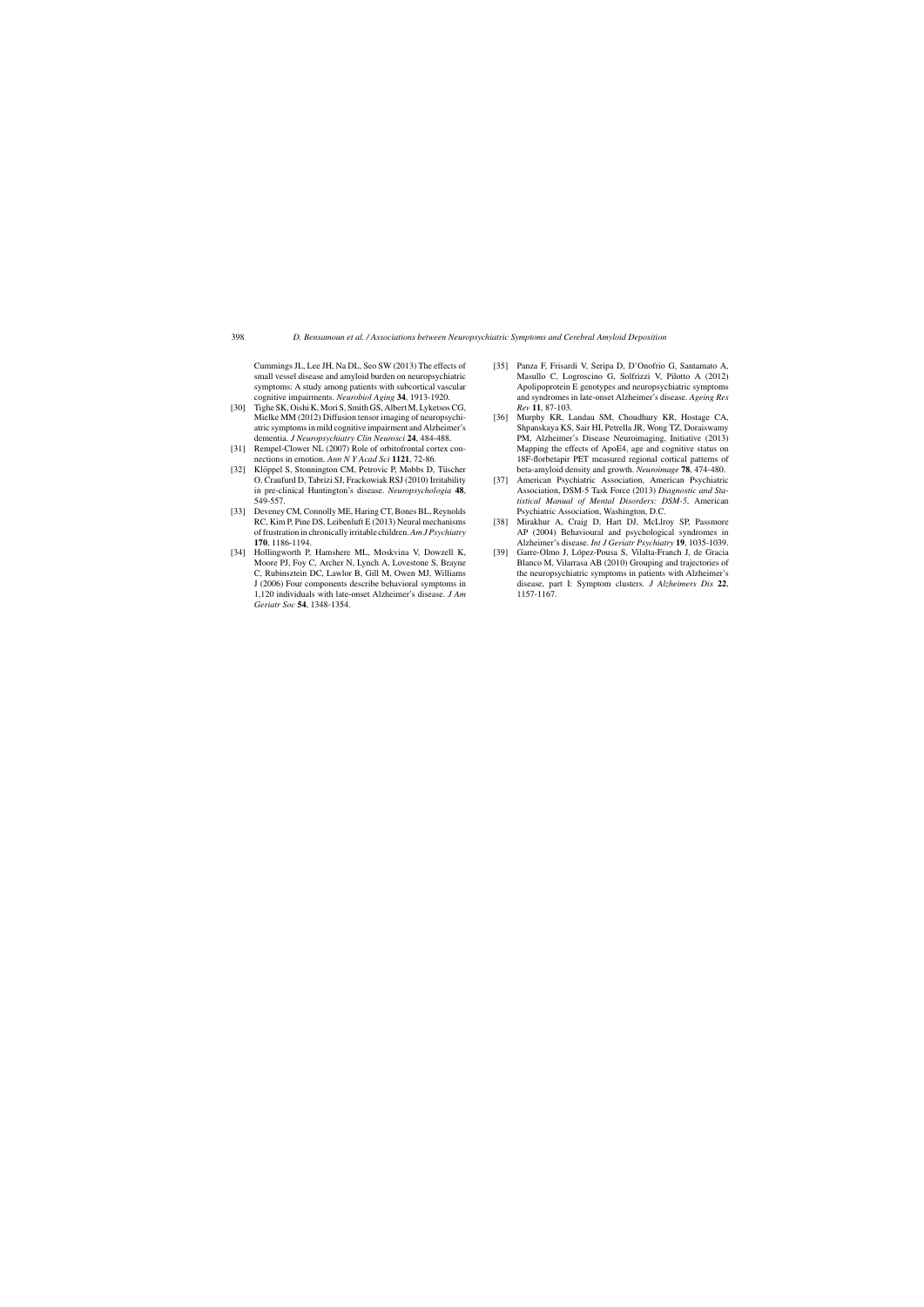Cummings JL, Lee JH, Na DL, Seo SW (2013) The effects of small vessel disease and amyloid burden on neuropsychiatric symptoms: A study among patients with subcortical vascular cognitive impairments. *Neurobiol Aging* **34**, 1913-1920.

[30] Tighe SK, Oishi K, Mori S, Smith GS, Albert M, Lyketsos CG, Mielke MM (2012) Diffusion tensor imaging of neuropsychiatric symptoms in mild cognitive impairment and Alzheimer's dementia. *J Neuropsychiatry Clin Neurosci* **24**, 484-488.

[31] Rempel-Clower NL (2007) Role of orbitofrontal cortex connections in emotion. *Ann N Y Acad Sci* **1121**, 72-86.

[32] Klöppel S, Stonnington CM, Petrovic P, Mobbs D, Tüscher O, Craufurd D, Tabrizi SJ, Frackowiak RSJ (2010) Irritability in pre-clinical Huntington's disease. *Neuropsychologia* **48**, 549-557.

[33] Deveney CM, Connolly ME, Haring CT, Bones BL, Reynolds RC, Kim P, Pine DS, Leibenluft E (2013) Neural mechanisms of frustration in chronically irritable children. *Am J Psychiatry* **170**, 1186-1194.

[34] Hollingworth P, Hamshere ML, Moskvina V, Dowzell K, Moore PJ, Foy C, Archer N, Lynch A, Lovestone S, Brayne C, Rubinsztein DC, Lawlor B, Gill M, Owen MJ, Williams J (2006) Four components describe behavioral symptoms in 1,120 individuals with late-onset Alzheimer's disease. *J Am Geriatr Soc* **54**, 1348-1354.

[35] Panza F, Frisardi V, Seripa D, D'Onofrio G, Santamato A, Masullo C, Logroscino G, Solfrizzi V, Pilotto A (2012) Apolipoprotein E genotypes and neuropsychiatric symptoms and syndromes in late-onset Alzheimer's disease. *Ageing Res Rev* **11**, 87-103.

[36] Murphy KR, Landau SM, Choudhury KR, Hostage CA, Shpanskaya KS, Sair HI, Petrella JR, Wong TZ, Doraiswamy PM, Alzheimer's Disease Neuroimaging, Initiative (2013) Mapping the effects of ApoE4, age and cognitive status on 18F-florbetapir PET measured regional cortical patterns of beta-amyloid density and growth. *Neuroimage* **78**, 474-480.

[37] American Psychiatric Association, American Psychiatric Association, DSM-5 Task Force (2013) *Diagnostic and Statistical Manual of Mental Disorders: DSM-5*, American Psychiatric Association, Washington, D.C.

[38] Mirakhur A, Craig D, Hart DJ, McLlroy SP, Passmore AP (2004) Behavioural and psychological syndromes in Alzheimer's disease. *Int J Geriatr Psychiatry* **19**, 1035-1039.

[39] Garre-Olmo J, López-Pousa S, Vilalta-Franch J, de Gracia Blanco M, Vilarrasa AB (2010) Grouping and trajectories of the neuropsychiatric symptoms in patients with Alzheimer's disease, part I: Symptom clusters. *J Alzheimers Dis* **22**, 1157-1167.